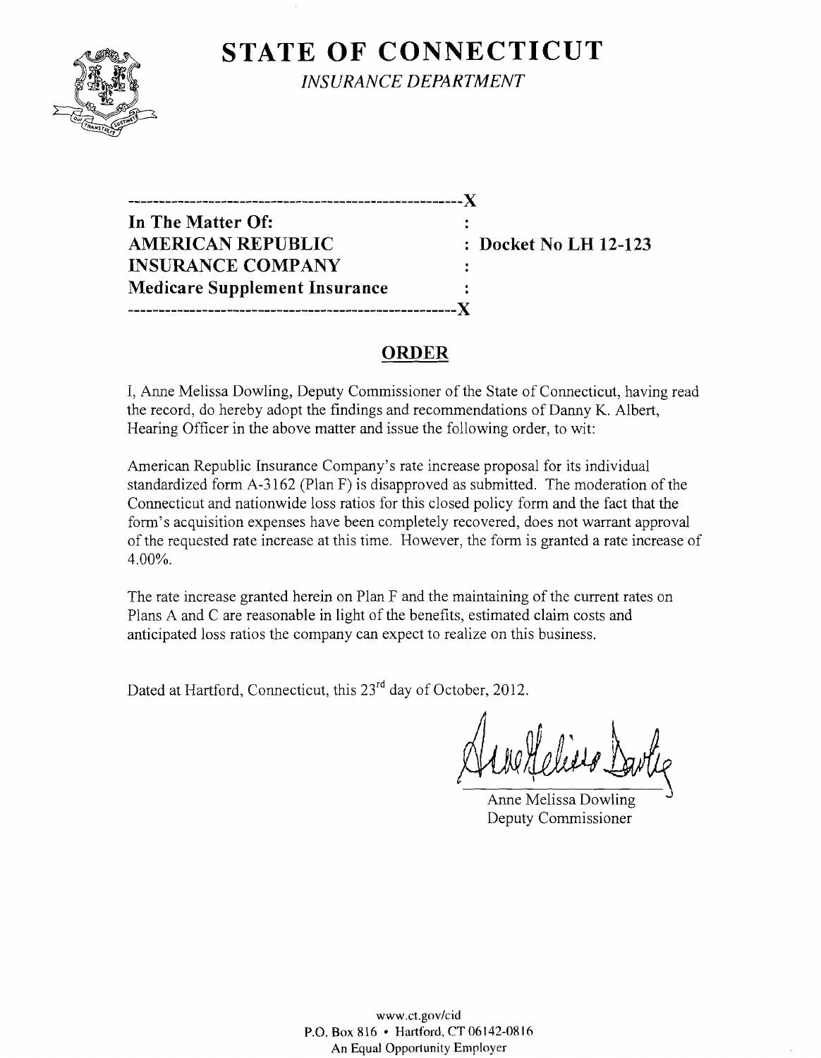# STATE OF CONNECTICUT

*INSURANCE DEPARTMENT*

---X

**In The Matter Of:** :
**AMERICAN REPUBLIC** : **Docket No LH 12-123**
**INSURANCE COMPANY** :
**Medicare Supplement Insurance** :

---X

## ORDER

I, Anne Melissa Dowling, Deputy Commissioner of the State of Connecticut, having read the record, do hereby adopt the findings and recommendations of Danny K. Albert, Hearing Officer in the above matter and issue the following order, to wit:

American Republic Insurance Company's rate increase proposal for its individual standardized form A-3162 (Plan F) is disapproved as submitted. The moderation of the Connecticut and nationwide loss ratios for this closed policy form and the fact that the form's acquisition expenses have been completely recovered, does not warrant approval of the requested rate increase at this time. However, the form is granted a rate increase of 4.00%.

The rate increase granted herein on Plan F and the maintaining of the current rates on Plans A and C are reasonable in light of the benefits, estimated claim costs and anticipated loss ratios the company can expect to realize on this business.

Dated at Hartford, Connecticut, this 23rd day of October, 2012.

Anne Melissa Dowling
Deputy Commissioner

www.ct.gov/cid
P.O. Box 816 • Hartford, CT 06142-0816
An Equal Opportunity Employer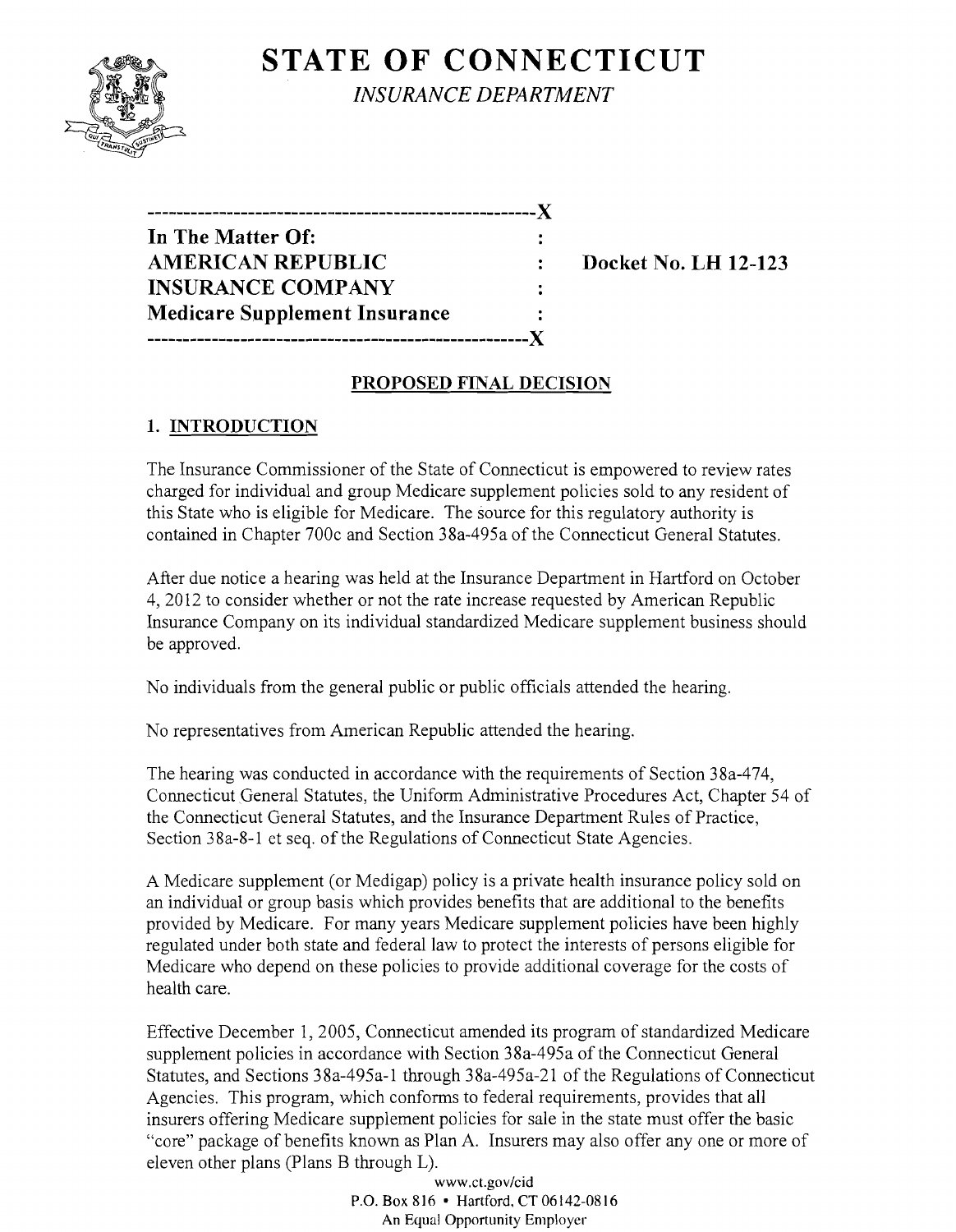# STATE OF CONNECTICUT

*INSURANCE DEPARTMENT*

```
----------------------------------------------------X
In The Matter Of:                                   :
AMERICAN REPUBLIC                                   :     Docket No. LH 12-123
INSURANCE COMPANY                                   :
Medicare Supplement Insurance                       :
----------------------------------------------------X
```

## PROPOSED FINAL DECISION

### 1. INTRODUCTION

The Insurance Commissioner of the State of Connecticut is empowered to review rates charged for individual and group Medicare supplement policies sold to any resident of this State who is eligible for Medicare. The source for this regulatory authority is contained in Chapter 700c and Section 38a-495a of the Connecticut General Statutes.

After due notice a hearing was held at the Insurance Department in Hartford on October 4, 2012 to consider whether or not the rate increase requested by American Republic Insurance Company on its individual standardized Medicare supplement business should be approved.

No individuals from the general public or public officials attended the hearing.

No representatives from American Republic attended the hearing.

The hearing was conducted in accordance with the requirements of Section 38a-474, Connecticut General Statutes, the Uniform Administrative Procedures Act, Chapter 54 of the Connecticut General Statutes, and the Insurance Department Rules of Practice, Section 38a-8-1 et seq. of the Regulations of Connecticut State Agencies.

A Medicare supplement (or Medigap) policy is a private health insurance policy sold on an individual or group basis which provides benefits that are additional to the benefits provided by Medicare. For many years Medicare supplement policies have been highly regulated under both state and federal law to protect the interests of persons eligible for Medicare who depend on these policies to provide additional coverage for the costs of health care.

Effective December 1, 2005, Connecticut amended its program of standardized Medicare supplement policies in accordance with Section 38a-495a of the Connecticut General Statutes, and Sections 38a-495a-1 through 38a-495a-21 of the Regulations of Connecticut Agencies. This program, which conforms to federal requirements, provides that all insurers offering Medicare supplement policies for sale in the state must offer the basic "core" package of benefits known as Plan A. Insurers may also offer any one or more of eleven other plans (Plans B through L).

www.ct.gov/cid
P.O. Box 816 • Hartford, CT 06142-0816
An Equal Opportunity Employer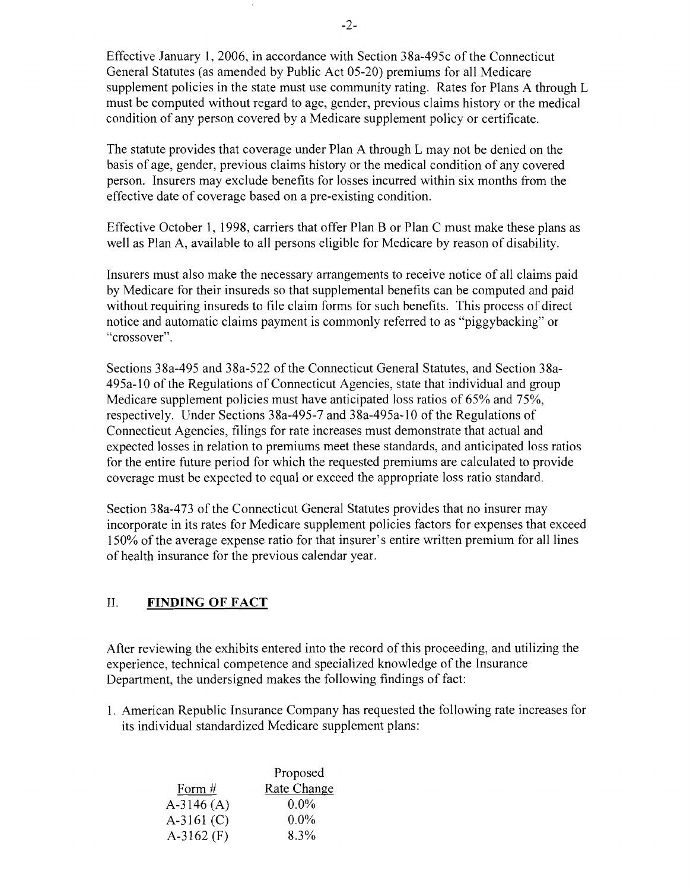Effective January 1, 2006, in accordance with Section 38a-495c of the Connecticut General Statutes (as amended by Public Act 05-20) premiums for all Medicare supplement policies in the state must use community rating. Rates for Plans A through L must be computed without regard to age, gender, previous claims history or the medical condition of any person covered by a Medicare supplement policy or certificate.

The statute provides that coverage under Plan A through L may not be denied on the basis of age, gender, previous claims history or the medical condition of any covered person. Insurers may exclude benefits for losses incurred within six months from the effective date of coverage based on a pre-existing condition.

Effective October 1, 1998, carriers that offer Plan B or Plan C must make these plans as well as Plan A, available to all persons eligible for Medicare by reason of disability.

Insurers must also make the necessary arrangements to receive notice of all claims paid by Medicare for their insureds so that supplemental benefits can be computed and paid without requiring insureds to file claim forms for such benefits. This process of direct notice and automatic claims payment is commonly referred to as "piggybacking" or "crossover".

Sections 38a-495 and 38a-522 of the Connecticut General Statutes, and Section 38a-495a-10 of the Regulations of Connecticut Agencies, state that individual and group Medicare supplement policies must have anticipated loss ratios of 65% and 75%, respectively. Under Sections 38a-495-7 and 38a-495a-10 of the Regulations of Connecticut Agencies, filings for rate increases must demonstrate that actual and expected losses in relation to premiums meet these standards, and anticipated loss ratios for the entire future period for which the requested premiums are calculated to provide coverage must be expected to equal or exceed the appropriate loss ratio standard.

Section 38a-473 of the Connecticut General Statutes provides that no insurer may incorporate in its rates for Medicare supplement policies factors for expenses that exceed 150% of the average expense ratio for that insurer's entire written premium for all lines of health insurance for the previous calendar year.

## II. FINDING OF FACT

After reviewing the exhibits entered into the record of this proceeding, and utilizing the experience, technical competence and specialized knowledge of the Insurance Department, the undersigned makes the following findings of fact:

1. American Republic Insurance Company has requested the following rate increases for its individual standardized Medicare supplement plans:

| Form # | Proposed Rate Change |
|---|---|
| A-3146 (A) | 0.0% |
| A-3161 (C) | 0.0% |
| A-3162 (F) | 8.3% |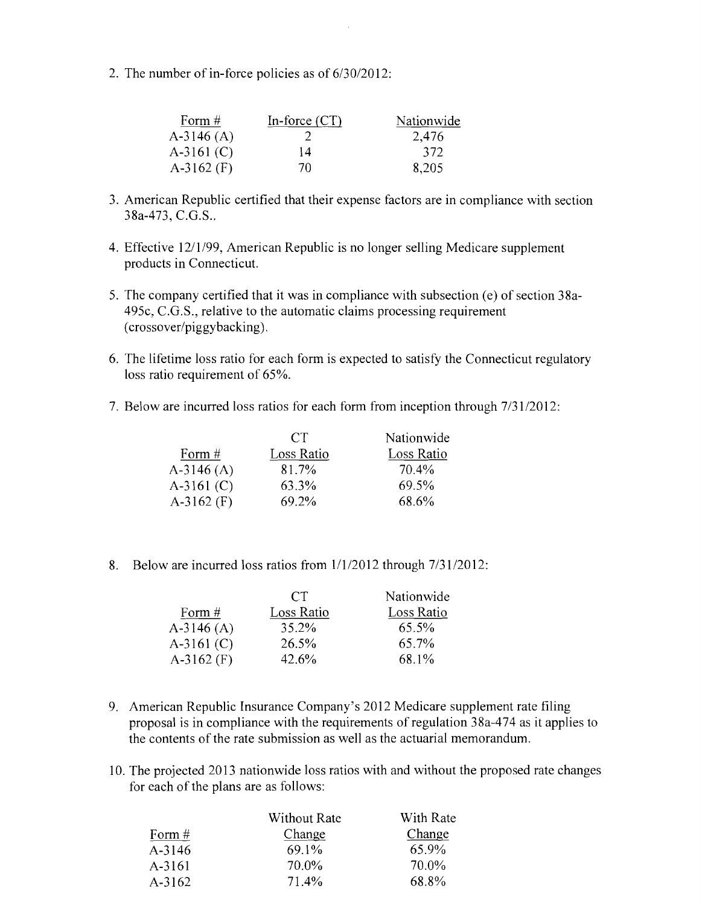2. The number of in-force policies as of 6/30/2012:

| Form # | In-force (CT) | Nationwide |
|---|---|---|
| A-3146 (A) | 2 | 2,476 |
| A-3161 (C) | 14 | 372 |
| A-3162 (F) | 70 | 8,205 |

3. American Republic certified that their expense factors are in compliance with section 38a-473, C.G.S..

4. Effective 12/1/99, American Republic is no longer selling Medicare supplement products in Connecticut.

5. The company certified that it was in compliance with subsection (e) of section 38a-495c, C.G.S., relative to the automatic claims processing requirement (crossover/piggybacking).

6. The lifetime loss ratio for each form is expected to satisfy the Connecticut regulatory loss ratio requirement of 65%.

7. Below are incurred loss ratios for each form from inception through 7/31/2012:

| Form # | CT Loss Ratio | Nationwide Loss Ratio |
|---|---|---|
| A-3146 (A) | 81.7% | 70.4% |
| A-3161 (C) | 63.3% | 69.5% |
| A-3162 (F) | 69.2% | 68.6% |

8. Below are incurred loss ratios from 1/1/2012 through 7/31/2012:

| Form # | CT Loss Ratio | Nationwide Loss Ratio |
|---|---|---|
| A-3146 (A) | 35.2% | 65.5% |
| A-3161 (C) | 26.5% | 65.7% |
| A-3162 (F) | 42.6% | 68.1% |

9. American Republic Insurance Company's 2012 Medicare supplement rate filing proposal is in compliance with the requirements of regulation 38a-474 as it applies to the contents of the rate submission as well as the actuarial memorandum.

10. The projected 2013 nationwide loss ratios with and without the proposed rate changes for each of the plans are as follows:

| Form # | Without Rate Change | With Rate Change |
|---|---|---|
| A-3146 | 69.1% | 65.9% |
| A-3161 | 70.0% | 70.0% |
| A-3162 | 71.4% | 68.8% |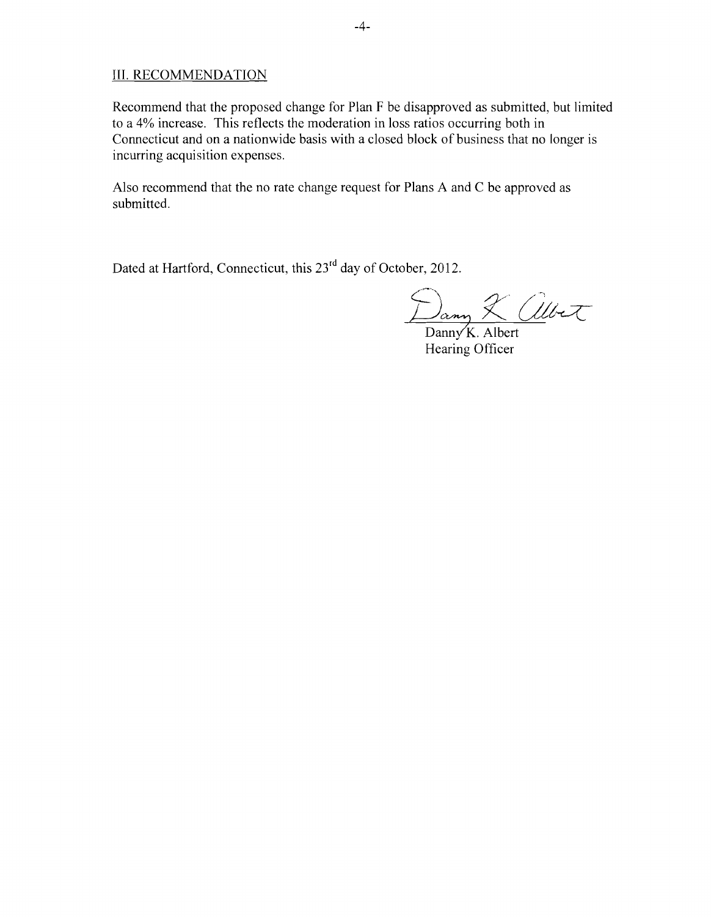## III. RECOMMENDATION

Recommend that the proposed change for Plan F be disapproved as submitted, but limited to a 4% increase. This reflects the moderation in loss ratios occurring both in Connecticut and on a nationwide basis with a closed block of business that no longer is incurring acquisition expenses.

Also recommend that the no rate change request for Plans A and C be approved as submitted.

Dated at Hartford, Connecticut, this 23rd day of October, 2012.

Danny K. Albert
Hearing Officer